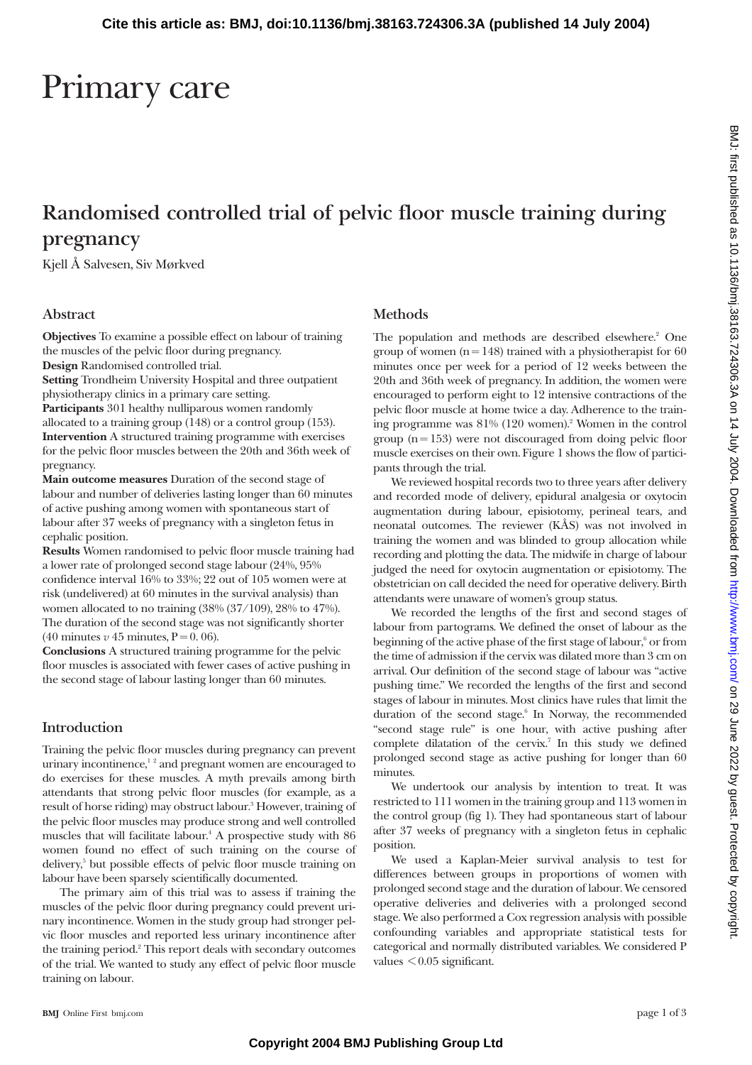# Primary care

## Randomised controlled trial of pelvic floor muscle training during pregnancy

Kjell Å Salvesen, Siv Mørkved

### Abstract

**Objectives** To examine a possible effect on labour of training the muscles of the pelvic floor during pregnancy.

**Design** Randomised controlled trial.

**Setting** Trondheim University Hospital and three outpatient physiotherapy clinics in a primary care setting.

**Participants** 301 healthy nulliparous women randomly allocated to a training group (148) or a control group (153).

**Intervention** A structured training programme with exercises for the pelvic floor muscles between the 20th and 36th week of pregnancy.

**Main outcome measures** Duration of the second stage of labour and number of deliveries lasting longer than 60 minutes of active pushing among women with spontaneous start of labour after 37 weeks of pregnancy with a singleton fetus in cephalic position.

**Results** Women randomised to pelvic floor muscle training had a lower rate of prolonged second stage labour (24%, 95% confidence interval 16% to 33%; 22 out of 105 women were at risk (undelivered) at 60 minutes in the survival analysis) than women allocated to no training (38% (37/109), 28% to 47%). The duration of the second stage was not significantly shorter (40 minutes *v* 45 minutes, P = 0. 06).

**Conclusions** A structured training programme for the pelvic floor muscles is associated with fewer cases of active pushing in the second stage of labour lasting longer than 60 minutes.

### Introduction

Training the pelvic floor muscles during pregnancy can prevent urinary incontinence,[1 2] and pregnant women are encouraged to do exercises for these muscles. A myth prevails among birth attendants that strong pelvic floor muscles (for example, as a result of horse riding) may obstruct labour.[3] However, training of the pelvic floor muscles may produce strong and well controlled muscles that will facilitate labour.[4] A prospective study with 86 women found no effect of such training on the course of delivery,[5] but possible effects of pelvic floor muscle training on labour have been sparsely scientifically documented.

The primary aim of this trial was to assess if training the muscles of the pelvic floor during pregnancy could prevent urinary incontinence. Women in the study group had stronger pelvic floor muscles and reported less urinary incontinence after the training period.[2] This report deals with secondary outcomes of the trial. We wanted to study any effect of pelvic floor muscle training on labour.

### Methods

The population and methods are described elsewhere.[2] One group of women (n = 148) trained with a physiotherapist for 60 minutes once per week for a period of 12 weeks between the 20th and 36th week of pregnancy. In addition, the women were encouraged to perform eight to 12 intensive contractions of the pelvic floor muscle at home twice a day. Adherence to the training programme was 81% (120 women).[2] Women in the control group (n = 153) were not discouraged from doing pelvic floor muscle exercises on their own. Figure 1 shows the flow of participants through the trial.

We reviewed hospital records two to three years after delivery and recorded mode of delivery, epidural analgesia or oxytocin augmentation during labour, episiotomy, perineal tears, and neonatal outcomes. The reviewer (KÅS) was not involved in training the women and was blinded to group allocation while recording and plotting the data. The midwife in charge of labour judged the need for oxytocin augmentation or episiotomy. The obstetrician on call decided the need for operative delivery. Birth attendants were unaware of women's group status.

We recorded the lengths of the first and second stages of labour from partograms. We defined the onset of labour as the beginning of the active phase of the first stage of labour,[6] or from the time of admission if the cervix was dilated more than 3 cm on arrival. Our definition of the second stage of labour was "active pushing time." We recorded the lengths of the first and second stages of labour in minutes. Most clinics have rules that limit the duration of the second stage.[6] In Norway, the recommended "second stage rule" is one hour, with active pushing after complete dilatation of the cervix.[7] In this study we defined prolonged second stage as active pushing for longer than 60 minutes.

We undertook our analysis by intention to treat. It was restricted to 111 women in the training group and 113 women in the control group (fig 1). They had spontaneous start of labour after 37 weeks of pregnancy with a singleton fetus in cephalic position.

We used a Kaplan-Meier survival analysis to test for differences between groups in proportions of women with prolonged second stage and the duration of labour. We censored operative deliveries and deliveries with a prolonged second stage. We also performed a Cox regression analysis with possible confounding variables and appropriate statistical tests for categorical and normally distributed variables. We considered P values < 0.05 significant.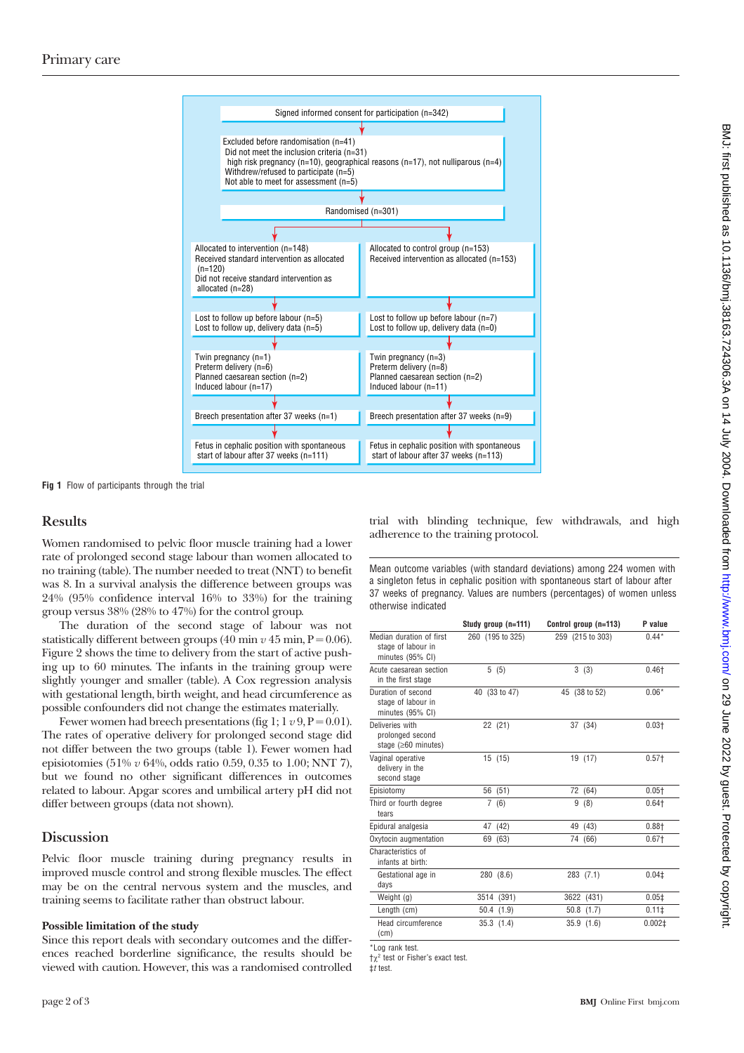Signed informed consent for participation (n=342)

Excluded before randomisation (n=41)
Did not meet the inclusion criteria (n=31)
high risk pregnancy (n=10), geographical reasons (n=17), not nulliparous (n=4)
Withdrew/refused to participate (n=5)
Not able to meet for assessment (n=5)

Randomised (n=301)

| Intervention | Control |
|---|---|
| Allocated to intervention (n=148) Received standard intervention as allocated (n=120) Did not receive standard intervention as allocated (n=28) | Allocated to control group (n=153) Received intervention as allocated (n=153) |
| Lost to follow up before labour (n=5) Lost to follow up, delivery data (n=5) | Lost to follow up before labour (n=7) Lost to follow up, delivery data (n=0) |
| Twin pregnancy (n=1) Preterm delivery (n=6) Planned caesarean section (n=2) Induced labour (n=17) | Twin pregnancy (n=3) Preterm delivery (n=8) Planned caesarean section (n=2) Induced labour (n=11) |
| Breech presentation after 37 weeks (n=1) | Breech presentation after 37 weeks (n=9) |
| Fetus in cephalic position with spontaneous start of labour after 37 weeks (n=111) | Fetus in cephalic position with spontaneous start of labour after 37 weeks (n=113) |

**Fig 1** Flow of participants through the trial

## Results

Women randomised to pelvic floor muscle training had a lower rate of prolonged second stage labour than women allocated to no training (table). The number needed to treat (NNT) to benefit was 8. In a survival analysis the difference between groups was 24% (95% confidence interval 16% to 33%) for the training group versus 38% (28% to 47%) for the control group.

The duration of the second stage of labour was not statistically different between groups (40 min *v* 45 min, P = 0.06). Figure 2 shows the time to delivery from the start of active pushing up to 60 minutes. The infants in the training group were slightly younger and smaller (table). A Cox regression analysis with gestational length, birth weight, and head circumference as possible confounders did not change the estimates materially.

Fewer women had breech presentations (fig 1; 1 *v* 9, P = 0.01). The rates of operative delivery for prolonged second stage did not differ between the two groups (table 1). Fewer women had episiotomies (51% *v* 64%, odds ratio 0.59, 0.35 to 1.00; NNT 7), but we found no other significant differences in outcomes related to labour. Apgar scores and umbilical artery pH did not differ between groups (data not shown).

## Discussion

Pelvic floor muscle training during pregnancy results in improved muscle control and strong flexible muscles. The effect may be on the central nervous system and the muscles, and training seems to facilitate rather than obstruct labour.

### Possible limitation of the study

Since this report deals with secondary outcomes and the differences reached borderline significance, the results should be viewed with caution. However, this was a randomised controlled trial with blinding technique, few withdrawals, and high adherence to the training protocol.

Mean outcome variables (with standard deviations) among 224 women with a singleton fetus in cephalic position with spontaneous start of labour after 37 weeks of pregnancy. Values are numbers (percentages) of women unless otherwise indicated

| | Study group (n=111) | Control group (n=113) | P value |
|---|---|---|---|
| Median duration of first stage of labour in minutes (95% CI) | 260 (195 to 325) | 259 (215 to 303) | 0.44* |
| Acute caesarean section in the first stage | 5 (5) | 3 (3) | 0.46† |
| Duration of second stage of labour in minutes (95% CI) | 40 (33 to 47) | 45 (38 to 52) | 0.06* |
| Deliveries with prolonged second stage (≥60 minutes) | 22 (21) | 37 (34) | 0.03† |
| Vaginal operative delivery in the second stage | 15 (15) | 19 (17) | 0.57† |
| Episiotomy | 56 (51) | 72 (64) | 0.05† |
| Third or fourth degree tears | 7 (6) | 9 (8) | 0.64† |
| Epidural analgesia | 47 (42) | 49 (43) | 0.88† |
| Oxytocin augmentation | 69 (63) | 74 (66) | 0.67† |
| Characteristics of infants at birth: | | | |
| Gestational age in days | 280 (8.6) | 283 (7.1) | 0.04‡ |
| Weight (g) | 3514 (391) | 3622 (431) | 0.05‡ |
| Length (cm) | 50.4 (1.9) | 50.8 (1.7) | 0.11‡ |
| Head circumference (cm) | 35.3 (1.4) | 35.9 (1.6) | 0.002‡ |

*Log rank test.
†$\chi^2$ test or Fisher's exact test.
‡*t* test.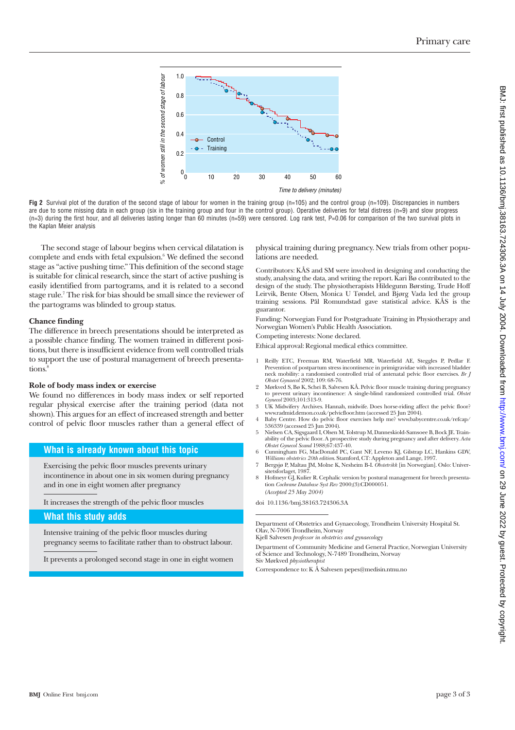% of women still in the second stage of labour

1.0

0.8

0.6

0.4

0.2

0

0 10 20 30 40 50 60

Control

Training

Time to delivery (minutes)

**Fig 2** Survival plot of the duration of the second stage of labour for women in the training group (n=105) and the control group (n=109). Discrepancies in numbers are due to some missing data in each group (six in the training group and four in the control group). Operative deliveries for fetal distress (n=9) and slow progress (n=3) during the first hour, and all deliveries lasting longer than 60 minutes (n=59) were censored. Log rank test, P=0.06 for comparison of the two survival plots in the Kaplan Meier analysis

The second stage of labour begins when cervical dilatation is complete and ends with fetal expulsion.[6] We defined the second stage as "active pushing time." This definition of the second stage is suitable for clinical research, since the start of active pushing is easily identified from partograms, and it is related to a second stage rule.[7] The risk for bias should be small since the reviewer of the partograms was blinded to group status.

### Chance finding

The difference in breech presentations should be interpreted as a possible chance finding. The women trained in different positions, but there is insufficient evidence from well controlled trials to support the use of postural management of breech presentations.[8]

### Role of body mass index or exercise

We found no differences in body mass index or self reported regular physical exercise after the training period (data not shown). This argues for an effect of increased strength and better control of pelvic floor muscles rather than a general effect of physical training during pregnancy. New trials from other populations are needed.

> **What is already known about this topic**
>
> Exercising the pelvic floor muscles prevents urinary incontinence in about one in six women during pregnancy and in one in eight women after pregnancy
>
> It increases the strength of the pelvic floor muscles
>
> **What this study adds**
>
> Intensive training of the pelvic floor muscles during pregnancy seems to facilitate rather than to obstruct labour.
>
> It prevents a prolonged second stage in one in eight women

Contributors: KÅS and SM were involved in designing and conducting the study, analysing the data, and writing the report. Kari Bø contributed to the design of the study. The physiotherapists Hildegunn Børsting, Trude Hoff Leirvik, Bente Olsen, Monica U Tøndel, and Bjørg Vada led the group training sessions. Pål Romundstad gave statistical advice. KÅS is the guarantor.

Funding: Norwegian Fund for Postgraduate Training in Physiotherapy and Norwegian Women's Public Health Association.

Competing interests: None declared.

Ethical approval: Regional medical ethics committee.

1. Reilly ETC, Freeman RM, Waterfield MR, Waterfield AE, Steggles P, Pedlar F. Prevention of postpartum stress incontinence in primigravidae with increased bladder neck mobility: a randomised controlled trial of antenatal pelvic floor exercises. *Br J Obstet Gynaecol* 2002; 109: 68-76.
2. Mørkved S, Bø K, Schei B, Salvesen KÅ. Pelvic floor muscle training during pregnancy to prevent urinary incontinence: A single-blind randomized controlled trial. *Obstet Gynecol* 2003;101:313-9.
3. UK Midwifery Archives. Hannah, midwife. Does horse-riding affect the pelvic floor? www.radmid.demon.co.uk/pelvicfloor.htm (accessed 25 Jun 2004).
4. Baby Centre. How do pelvic floor exercises help me? www.babycentre.co.uk/refcap/536339 (accessed 25 Jun 2004).
5. Nielsen CA, Sigsgaard I, Olsen M, Tolstrup M, Danneskiold-Samsoee B, Bock JE. Trainability of the pelvic floor. A prospective study during pregnancy and after delivery. *Acta Obstet Gynecol Scand* 1988;67:437-40.
6. Cunningham FG, MacDonald PC, Gant NF, Leveno KJ, Gilstrap LC, Hankins GDV, *Williams obstetrics 20th edition.* Stamford, CT: Appleton and Lange, 1997.
7. Bergsjø P, Maltau JM, Molne K, Nesheim B-I. *Obstetrikk* [in Norwegian]. Oslo: Universitetsforlaget, 1987.
8. Hofmeyr GJ, Kulier R. Cephalic version by postural management for breech presentation *Cochrane Database Syst Rev* 2000;(3):CD000051.

*(Accepted 25 May 2004)*

doi 10.1136/bmj.38163.724306.3A

Department of Obstetrics and Gynaecology, Trondheim University Hospital St. Olav, N-7006 Trondheim, Norway
Kjell Salvesen *professor in obstetrics and gynaecology*

Department of Community Medicine and General Practice, Norwegian University of Science and Technology, N-7489 Trondheim, Norway
Siv Mørkved *physiotherapist*

Correspondence to: K Å Salvesen pepes@medisin.ntnu.no